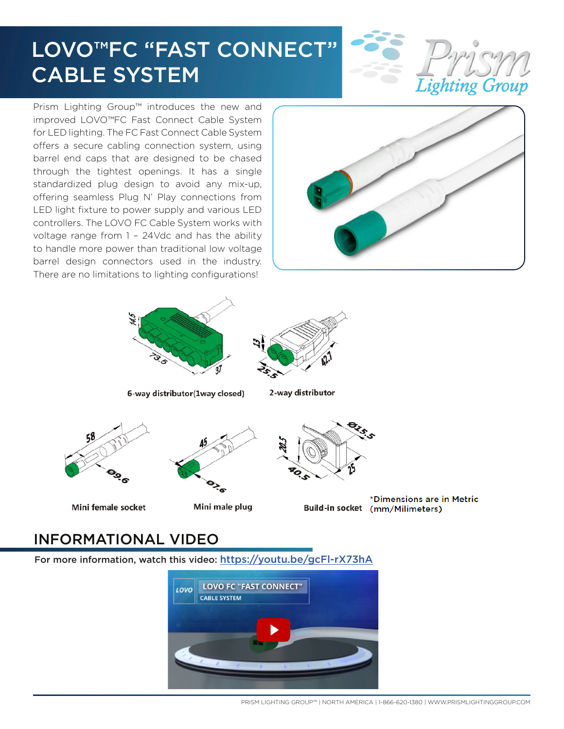# LOVO™FC "FAST CONNECT" CABLE SYSTEM

Prism Lighting Group

Prism Lighting Group™ introduces the new and improved LOVO™FC Fast Connect Cable System for LED lighting. The FC Fast Connect Cable System offers a secure cabling connection system, using barrel end caps that are designed to be chased through the tightest openings. It has a single standardized plug design to avoid any mix-up, offering seamless Plug N' Play connections from LED light fixture to power supply and various LED controllers. The LOVO FC Cable System works with voltage range from 1 – 24Vdc and has the ability to handle more power than traditional low voltage barrel design connectors used in the industry. There are no limitations to lighting configurations!

14.5 / 73.5 / 37

6-way distributor(1way closed)

13 / 25.5 / 42.7

2-way distributor

58 / Ø9.6

Mini female socket

45 / Ø7.6

Mini male plug

Ø15.5 / 20.5 / 40.5 / 25

Build-in socket

*Dimensions are in Metric (mm/Milimeters)

## INFORMATIONAL VIDEO

For more information, watch this video: https://youtu.be/gcFl-rX73hA

LOVO FC "FAST CONNECT" CABLE SYSTEM

PRISM LIGHTING GROUP™ | NORTH AMERICA | 1-866-620-1380 | WWW.PRISMLIGHTINGGROUP.COM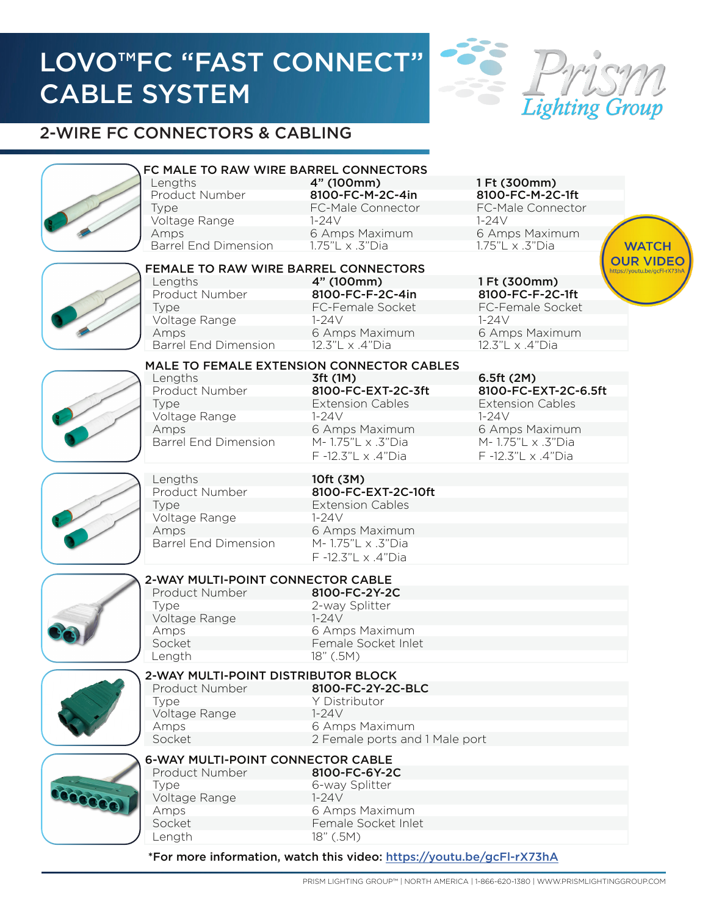# LOVO™FC "FAST CONNECT" CABLE SYSTEM

Prism Lighting Group

## 2-WIRE FC CONNECTORS & CABLING

### FC MALE TO RAW WIRE BARREL CONNECTORS

| Lengths | 4" (100mm) | 1 Ft (300mm) |
|---|---|---|
| Product Number | 8100-FC-M-2C-4in | 8100-FC-M-2C-1ft |
| Type | FC-Male Connector | FC-Male Connector |
| Voltage Range | 1-24V | 1-24V |
| Amps | 6 Amps Maximum | 6 Amps Maximum |
| Barrel End Dimension | 1.75"L x .3"Dia | 1.75"L x .3"Dia |

WATCH OUR VIDEO
https://youtu.be/gcFl-rX73hA

### FEMALE TO RAW WIRE BARREL CONNECTORS

| Lengths | 4" (100mm) | 1 Ft (300mm) |
|---|---|---|
| Product Number | 8100-FC-F-2C-4in | 8100-FC-F-2C-1ft |
| Type | FC-Female Socket | FC-Female Socket |
| Voltage Range | 1-24V | 1-24V |
| Amps | 6 Amps Maximum | 6 Amps Maximum |
| Barrel End Dimension | 12.3"L x .4"Dia | 12.3"L x .4"Dia |

### MALE TO FEMALE EXTENSION CONNECTOR CABLES

| Lengths | 3ft (1M) | 6.5ft (2M) |
|---|---|---|
| Product Number | 8100-FC-EXT-2C-3ft | 8100-FC-EXT-2C-6.5ft |
| Type | Extension Cables | Extension Cables |
| Voltage Range | 1-24V | 1-24V |
| Amps | 6 Amps Maximum | 6 Amps Maximum |
| Barrel End Dimension | M- 1.75"L x .3"Dia<br>F -12.3"L x .4"Dia | M- 1.75"L x .3"Dia<br>F -12.3"L x .4"Dia |

| Lengths | 10ft (3M) |
|---|---|
| Product Number | 8100-FC-EXT-2C-10ft |
| Type | Extension Cables |
| Voltage Range | 1-24V |
| Amps | 6 Amps Maximum |
| Barrel End Dimension | M- 1.75"L x .3"Dia<br>F -12.3"L x .4"Dia |

### 2-WAY MULTI-POINT CONNECTOR CABLE

| Product Number | 8100-FC-2Y-2C |
|---|---|
| Type | 2-way Splitter |
| Voltage Range | 1-24V |
| Amps | 6 Amps Maximum |
| Socket | Female Socket Inlet |
| Length | 18" (.5M) |

### 2-WAY MULTI-POINT DISTRIBUTOR BLOCK

| Product Number | 8100-FC-2Y-2C-BLC |
|---|---|
| Type | Y Distributor |
| Voltage Range | 1-24V |
| Amps | 6 Amps Maximum |
| Socket | 2 Female ports and 1 Male port |

### 6-WAY MULTI-POINT CONNECTOR CABLE

| Product Number | 8100-FC-6Y-2C |
|---|---|
| Type | 6-way Splitter |
| Voltage Range | 1-24V |
| Amps | 6 Amps Maximum |
| Socket | Female Socket Inlet |
| Length | 18" (.5M) |

*For more information, watch this video: https://youtu.be/gcFl-rX73hA

PRISM LIGHTING GROUP™ | NORTH AMERICA | 1-866-620-1380 | WWW.PRISMLIGHTINGGROUP.COM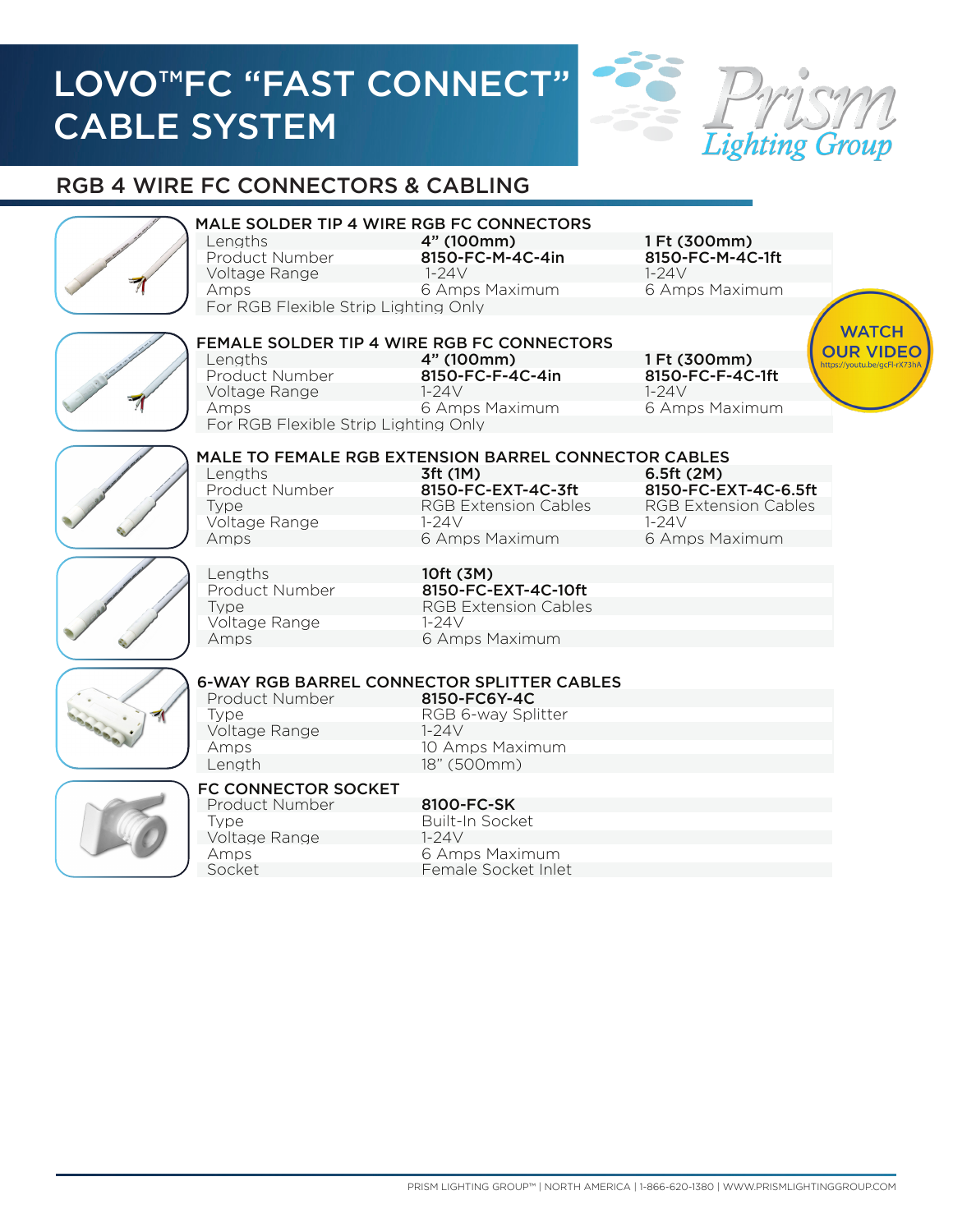# LOVO™FC "FAST CONNECT" CABLE SYSTEM

Prism Lighting Group

## RGB 4 WIRE FC CONNECTORS & CABLING

### MALE SOLDER TIP 4 WIRE RGB FC CONNECTORS

| | | |
|---|---|---|
| Lengths | **4" (100mm)** | **1 Ft (300mm)** |
| Product Number | **8150-FC-M-4C-4in** | **8150-FC-M-4C-1ft** |
| Voltage Range | 1-24V | 1-24V |
| Amps | 6 Amps Maximum | 6 Amps Maximum |
| For RGB Flexible Strip Lighting Only | | |

**WATCH OUR VIDEO**
https://youtu.be/gcFl-rX73hA

### FEMALE SOLDER TIP 4 WIRE RGB FC CONNECTORS

| | | |
|---|---|---|
| Lengths | **4" (100mm)** | **1 Ft (300mm)** |
| Product Number | **8150-FC-F-4C-4in** | **8150-FC-F-4C-1ft** |
| Voltage Range | 1-24V | 1-24V |
| Amps | 6 Amps Maximum | 6 Amps Maximum |
| For RGB Flexible Strip Lighting Only | | |

### MALE TO FEMALE RGB EXTENSION BARREL CONNECTOR CABLES

| | | |
|---|---|---|
| Lengths | **3ft (1M)** | **6.5ft (2M)** |
| Product Number | **8150-FC-EXT-4C-3ft** | **8150-FC-EXT-4C-6.5ft** |
| Type | RGB Extension Cables | RGB Extension Cables |
| Voltage Range | 1-24V | 1-24V |
| Amps | 6 Amps Maximum | 6 Amps Maximum |

| | |
|---|---|
| Lengths | **10ft (3M)** |
| Product Number | **8150-FC-EXT-4C-10ft** |
| Type | RGB Extension Cables |
| Voltage Range | 1-24V |
| Amps | 6 Amps Maximum |

### 6-WAY RGB BARREL CONNECTOR SPLITTER CABLES

| | |
|---|---|
| Product Number | **8150-FC6Y-4C** |
| Type | RGB 6-way Splitter |
| Voltage Range | 1-24V |
| Amps | 10 Amps Maximum |
| Length | 18" (500mm) |

### FC CONNECTOR SOCKET

| | |
|---|---|
| Product Number | **8100-FC-SK** |
| Type | Built-In Socket |
| Voltage Range | 1-24V |
| Amps | 6 Amps Maximum |
| Socket | Female Socket Inlet |

PRISM LIGHTING GROUP™ | NORTH AMERICA | 1-866-620-1380 | WWW.PRISMLIGHTINGGROUP.COM